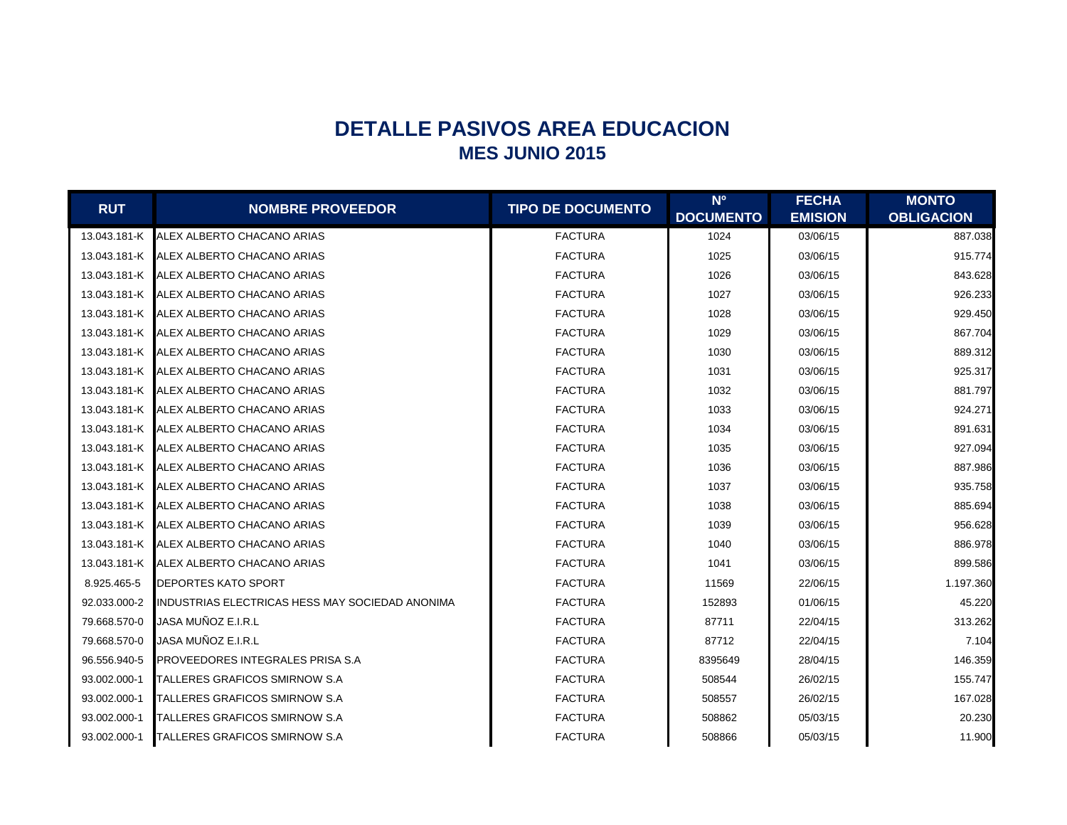# DETALLE PASIVOS AREA EDUCACION

## MES JUNIO 2015

| RUT | NOMBRE PROVEEDOR | TIPO DE DOCUMENTO | Nº DOCUMENTO | FECHA EMISION | MONTO OBLIGACION |
|---|---|---|---|---|---|
| 13.043.181-K | ALEX ALBERTO CHACANO ARIAS | FACTURA | 1024 | 03/06/15 | 887.038 |
| 13.043.181-K | ALEX ALBERTO CHACANO ARIAS | FACTURA | 1025 | 03/06/15 | 915.774 |
| 13.043.181-K | ALEX ALBERTO CHACANO ARIAS | FACTURA | 1026 | 03/06/15 | 843.628 |
| 13.043.181-K | ALEX ALBERTO CHACANO ARIAS | FACTURA | 1027 | 03/06/15 | 926.233 |
| 13.043.181-K | ALEX ALBERTO CHACANO ARIAS | FACTURA | 1028 | 03/06/15 | 929.450 |
| 13.043.181-K | ALEX ALBERTO CHACANO ARIAS | FACTURA | 1029 | 03/06/15 | 867.704 |
| 13.043.181-K | ALEX ALBERTO CHACANO ARIAS | FACTURA | 1030 | 03/06/15 | 889.312 |
| 13.043.181-K | ALEX ALBERTO CHACANO ARIAS | FACTURA | 1031 | 03/06/15 | 925.317 |
| 13.043.181-K | ALEX ALBERTO CHACANO ARIAS | FACTURA | 1032 | 03/06/15 | 881.797 |
| 13.043.181-K | ALEX ALBERTO CHACANO ARIAS | FACTURA | 1033 | 03/06/15 | 924.271 |
| 13.043.181-K | ALEX ALBERTO CHACANO ARIAS | FACTURA | 1034 | 03/06/15 | 891.631 |
| 13.043.181-K | ALEX ALBERTO CHACANO ARIAS | FACTURA | 1035 | 03/06/15 | 927.094 |
| 13.043.181-K | ALEX ALBERTO CHACANO ARIAS | FACTURA | 1036 | 03/06/15 | 887.986 |
| 13.043.181-K | ALEX ALBERTO CHACANO ARIAS | FACTURA | 1037 | 03/06/15 | 935.758 |
| 13.043.181-K | ALEX ALBERTO CHACANO ARIAS | FACTURA | 1038 | 03/06/15 | 885.694 |
| 13.043.181-K | ALEX ALBERTO CHACANO ARIAS | FACTURA | 1039 | 03/06/15 | 956.628 |
| 13.043.181-K | ALEX ALBERTO CHACANO ARIAS | FACTURA | 1040 | 03/06/15 | 886.978 |
| 13.043.181-K | ALEX ALBERTO CHACANO ARIAS | FACTURA | 1041 | 03/06/15 | 899.586 |
| 8.925.465-5 | DEPORTES KATO SPORT | FACTURA | 11569 | 22/06/15 | 1.197.360 |
| 92.033.000-2 | INDUSTRIAS ELECTRICAS HESS MAY SOCIEDAD ANONIMA | FACTURA | 152893 | 01/06/15 | 45.220 |
| 79.668.570-0 | JASA MUÑOZ E.I.R.L | FACTURA | 87711 | 22/04/15 | 313.262 |
| 79.668.570-0 | JASA MUÑOZ E.I.R.L | FACTURA | 87712 | 22/04/15 | 7.104 |
| 96.556.940-5 | PROVEEDORES INTEGRALES PRISA S.A | FACTURA | 8395649 | 28/04/15 | 146.359 |
| 93.002.000-1 | TALLERES GRAFICOS SMIRNOW S.A | FACTURA | 508544 | 26/02/15 | 155.747 |
| 93.002.000-1 | TALLERES GRAFICOS SMIRNOW S.A | FACTURA | 508557 | 26/02/15 | 167.028 |
| 93.002.000-1 | TALLERES GRAFICOS SMIRNOW S.A | FACTURA | 508862 | 05/03/15 | 20.230 |
| 93.002.000-1 | TALLERES GRAFICOS SMIRNOW S.A | FACTURA | 508866 | 05/03/15 | 11.900 |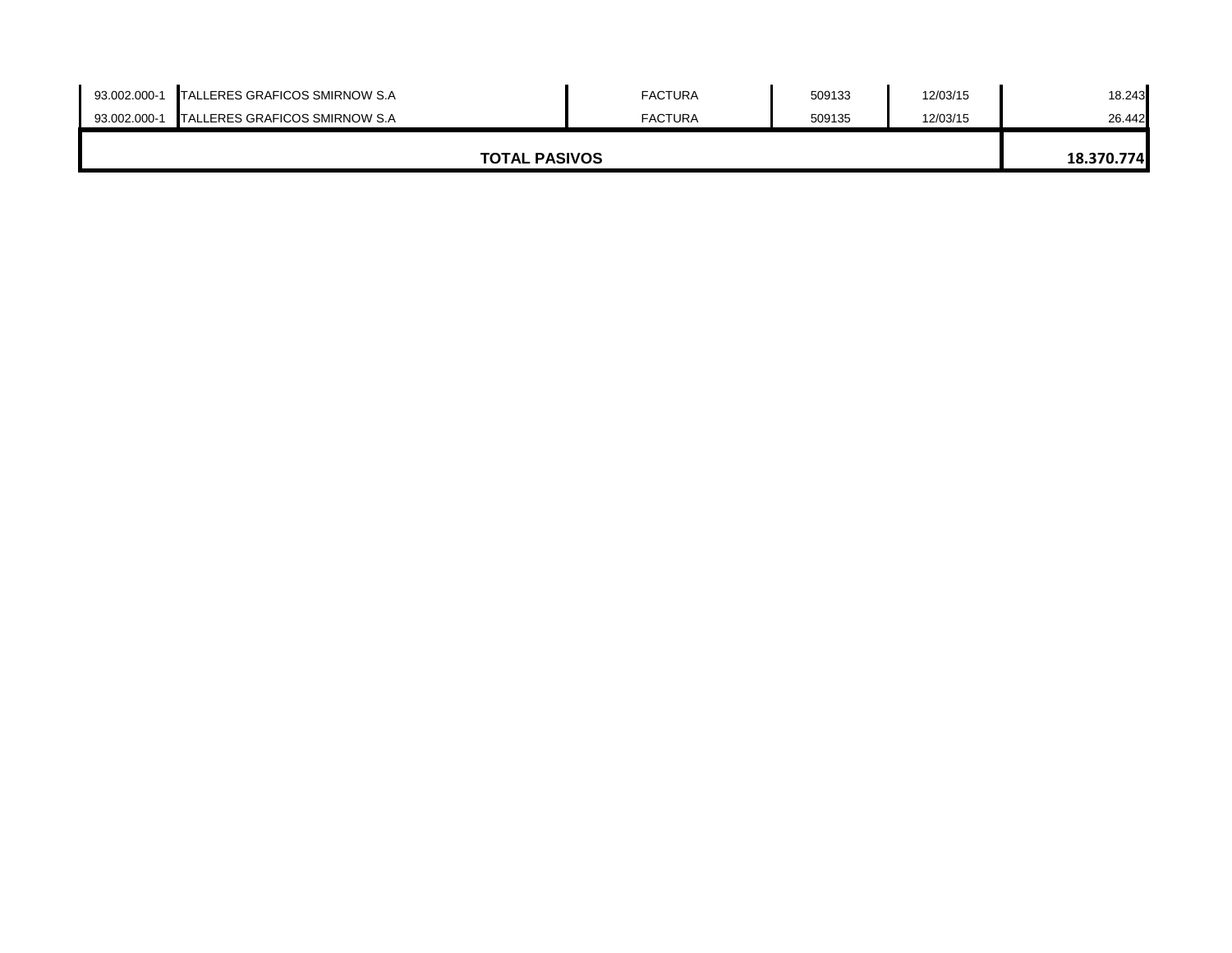| | | | | | |
|---|---|---|---|---|---|
| 93.002.000-1 | TALLERES GRAFICOS SMIRNOW S.A | FACTURA | 509133 | 12/03/15 | 18.243 |
| 93.002.000-1 | TALLERES GRAFICOS SMIRNOW S.A | FACTURA | 509135 | 12/03/15 | 26.442 |
| **TOTAL PASIVOS** | | | | | **18.370.774** |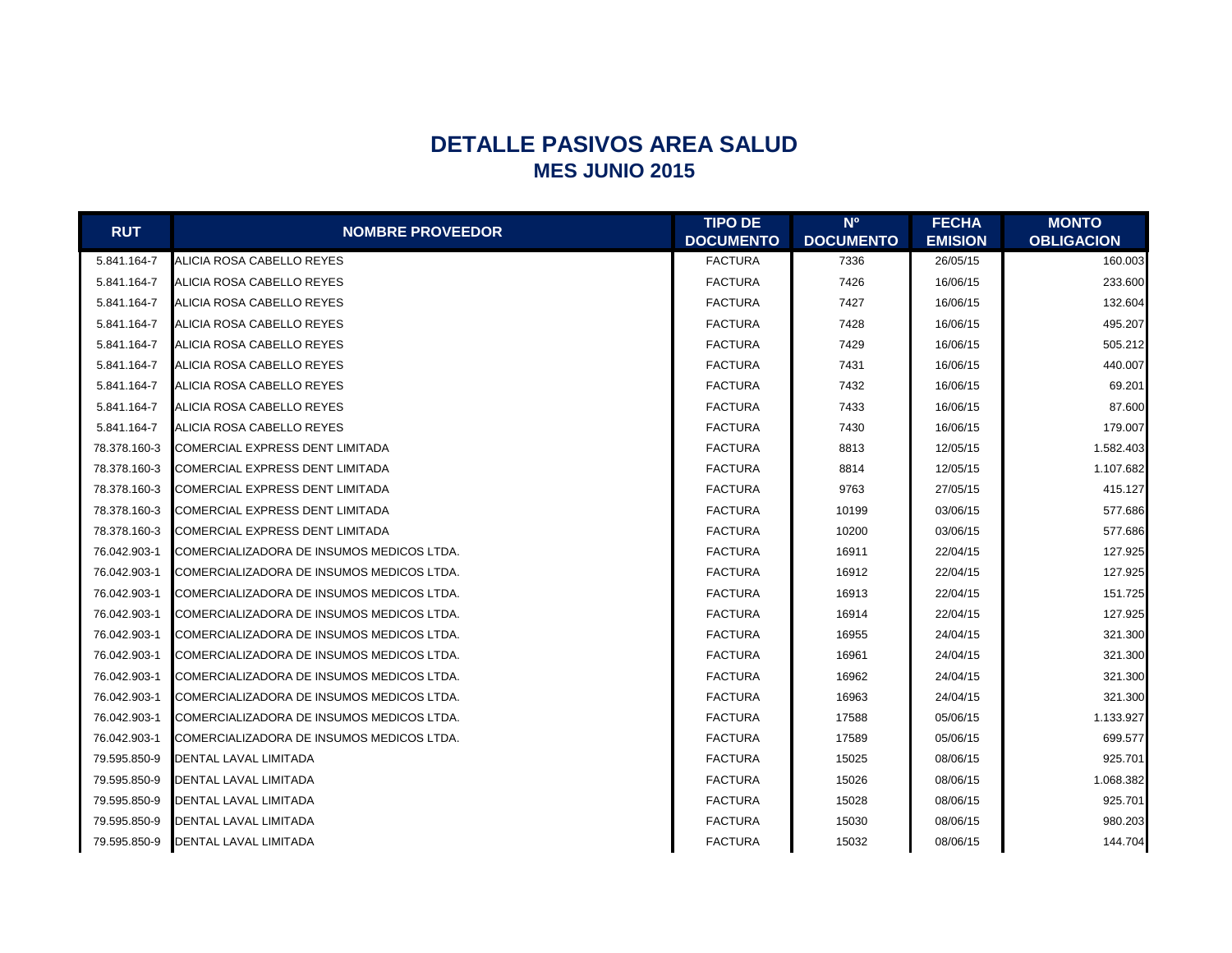# DETALLE PASIVOS AREA SALUD

## MES JUNIO 2015

| RUT | NOMBRE PROVEEDOR | TIPO DE DOCUMENTO | Nº DOCUMENTO | FECHA EMISION | MONTO OBLIGACION |
|---|---|---|---|---|---|
| 5.841.164-7 | ALICIA ROSA CABELLO REYES | FACTURA | 7336 | 26/05/15 | 160.003 |
| 5.841.164-7 | ALICIA ROSA CABELLO REYES | FACTURA | 7426 | 16/06/15 | 233.600 |
| 5.841.164-7 | ALICIA ROSA CABELLO REYES | FACTURA | 7427 | 16/06/15 | 132.604 |
| 5.841.164-7 | ALICIA ROSA CABELLO REYES | FACTURA | 7428 | 16/06/15 | 495.207 |
| 5.841.164-7 | ALICIA ROSA CABELLO REYES | FACTURA | 7429 | 16/06/15 | 505.212 |
| 5.841.164-7 | ALICIA ROSA CABELLO REYES | FACTURA | 7431 | 16/06/15 | 440.007 |
| 5.841.164-7 | ALICIA ROSA CABELLO REYES | FACTURA | 7432 | 16/06/15 | 69.201 |
| 5.841.164-7 | ALICIA ROSA CABELLO REYES | FACTURA | 7433 | 16/06/15 | 87.600 |
| 5.841.164-7 | ALICIA ROSA CABELLO REYES | FACTURA | 7430 | 16/06/15 | 179.007 |
| 78.378.160-3 | COMERCIAL EXPRESS DENT LIMITADA | FACTURA | 8813 | 12/05/15 | 1.582.403 |
| 78.378.160-3 | COMERCIAL EXPRESS DENT LIMITADA | FACTURA | 8814 | 12/05/15 | 1.107.682 |
| 78.378.160-3 | COMERCIAL EXPRESS DENT LIMITADA | FACTURA | 9763 | 27/05/15 | 415.127 |
| 78.378.160-3 | COMERCIAL EXPRESS DENT LIMITADA | FACTURA | 10199 | 03/06/15 | 577.686 |
| 78.378.160-3 | COMERCIAL EXPRESS DENT LIMITADA | FACTURA | 10200 | 03/06/15 | 577.686 |
| 76.042.903-1 | COMERCIALIZADORA DE INSUMOS MEDICOS LTDA. | FACTURA | 16911 | 22/04/15 | 127.925 |
| 76.042.903-1 | COMERCIALIZADORA DE INSUMOS MEDICOS LTDA. | FACTURA | 16912 | 22/04/15 | 127.925 |
| 76.042.903-1 | COMERCIALIZADORA DE INSUMOS MEDICOS LTDA. | FACTURA | 16913 | 22/04/15 | 151.725 |
| 76.042.903-1 | COMERCIALIZADORA DE INSUMOS MEDICOS LTDA. | FACTURA | 16914 | 22/04/15 | 127.925 |
| 76.042.903-1 | COMERCIALIZADORA DE INSUMOS MEDICOS LTDA. | FACTURA | 16955 | 24/04/15 | 321.300 |
| 76.042.903-1 | COMERCIALIZADORA DE INSUMOS MEDICOS LTDA. | FACTURA | 16961 | 24/04/15 | 321.300 |
| 76.042.903-1 | COMERCIALIZADORA DE INSUMOS MEDICOS LTDA. | FACTURA | 16962 | 24/04/15 | 321.300 |
| 76.042.903-1 | COMERCIALIZADORA DE INSUMOS MEDICOS LTDA. | FACTURA | 16963 | 24/04/15 | 321.300 |
| 76.042.903-1 | COMERCIALIZADORA DE INSUMOS MEDICOS LTDA. | FACTURA | 17588 | 05/06/15 | 1.133.927 |
| 76.042.903-1 | COMERCIALIZADORA DE INSUMOS MEDICOS LTDA. | FACTURA | 17589 | 05/06/15 | 699.577 |
| 79.595.850-9 | DENTAL LAVAL LIMITADA | FACTURA | 15025 | 08/06/15 | 925.701 |
| 79.595.850-9 | DENTAL LAVAL LIMITADA | FACTURA | 15026 | 08/06/15 | 1.068.382 |
| 79.595.850-9 | DENTAL LAVAL LIMITADA | FACTURA | 15028 | 08/06/15 | 925.701 |
| 79.595.850-9 | DENTAL LAVAL LIMITADA | FACTURA | 15030 | 08/06/15 | 980.203 |
| 79.595.850-9 | DENTAL LAVAL LIMITADA | FACTURA | 15032 | 08/06/15 | 144.704 |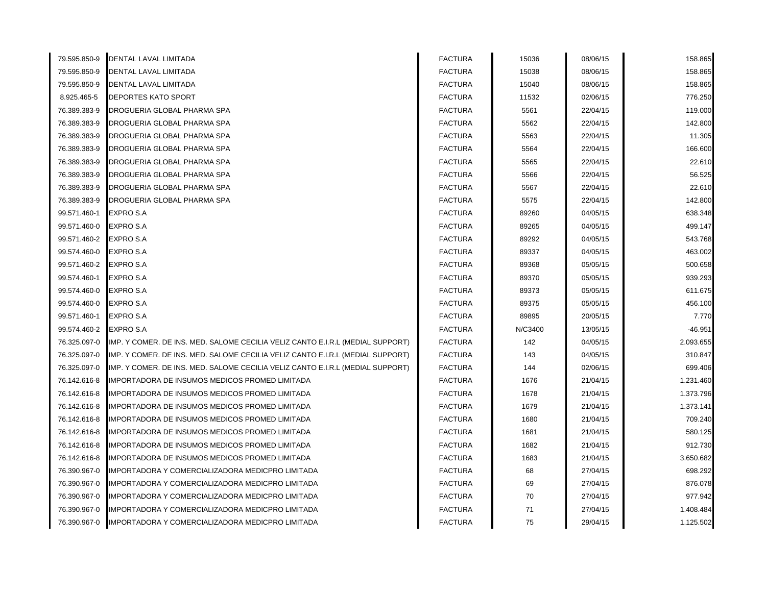| | | | | | |
|---|---|---|---|---|---|
| 79.595.850-9 | DENTAL LAVAL LIMITADA | FACTURA | 15036 | 08/06/15 | 158.865 |
| 79.595.850-9 | DENTAL LAVAL LIMITADA | FACTURA | 15038 | 08/06/15 | 158.865 |
| 79.595.850-9 | DENTAL LAVAL LIMITADA | FACTURA | 15040 | 08/06/15 | 158.865 |
| 8.925.465-5 | DEPORTES KATO SPORT | FACTURA | 11532 | 02/06/15 | 776.250 |
| 76.389.383-9 | DROGUERIA GLOBAL PHARMA SPA | FACTURA | 5561 | 22/04/15 | 119.000 |
| 76.389.383-9 | DROGUERIA GLOBAL PHARMA SPA | FACTURA | 5562 | 22/04/15 | 142.800 |
| 76.389.383-9 | DROGUERIA GLOBAL PHARMA SPA | FACTURA | 5563 | 22/04/15 | 11.305 |
| 76.389.383-9 | DROGUERIA GLOBAL PHARMA SPA | FACTURA | 5564 | 22/04/15 | 166.600 |
| 76.389.383-9 | DROGUERIA GLOBAL PHARMA SPA | FACTURA | 5565 | 22/04/15 | 22.610 |
| 76.389.383-9 | DROGUERIA GLOBAL PHARMA SPA | FACTURA | 5566 | 22/04/15 | 56.525 |
| 76.389.383-9 | DROGUERIA GLOBAL PHARMA SPA | FACTURA | 5567 | 22/04/15 | 22.610 |
| 76.389.383-9 | DROGUERIA GLOBAL PHARMA SPA | FACTURA | 5575 | 22/04/15 | 142.800 |
| 99.571.460-1 | EXPRO S.A | FACTURA | 89260 | 04/05/15 | 638.348 |
| 99.571.460-0 | EXPRO S.A | FACTURA | 89265 | 04/05/15 | 499.147 |
| 99.571.460-2 | EXPRO S.A | FACTURA | 89292 | 04/05/15 | 543.768 |
| 99.574.460-0 | EXPRO S.A | FACTURA | 89337 | 04/05/15 | 463.002 |
| 99.571.460-2 | EXPRO S.A | FACTURA | 89368 | 05/05/15 | 500.658 |
| 99.574.460-1 | EXPRO S.A | FACTURA | 89370 | 05/05/15 | 939.293 |
| 99.574.460-0 | EXPRO S.A | FACTURA | 89373 | 05/05/15 | 611.675 |
| 99.574.460-0 | EXPRO S.A | FACTURA | 89375 | 05/05/15 | 456.100 |
| 99.571.460-1 | EXPRO S.A | FACTURA | 89895 | 20/05/15 | 7.770 |
| 99.574.460-2 | EXPRO S.A | FACTURA | N/C3400 | 13/05/15 | -46.951 |
| 76.325.097-0 | IMP. Y COMER. DE INS. MED. SALOME CECILIA VELIZ CANTO E.I.R.L (MEDIAL SUPPORT) | FACTURA | 142 | 04/05/15 | 2.093.655 |
| 76.325.097-0 | IMP. Y COMER. DE INS. MED. SALOME CECILIA VELIZ CANTO E.I.R.L (MEDIAL SUPPORT) | FACTURA | 143 | 04/05/15 | 310.847 |
| 76.325.097-0 | IMP. Y COMER. DE INS. MED. SALOME CECILIA VELIZ CANTO E.I.R.L (MEDIAL SUPPORT) | FACTURA | 144 | 02/06/15 | 699.406 |
| 76.142.616-8 | IMPORTADORA DE INSUMOS MEDICOS PROMED LIMITADA | FACTURA | 1676 | 21/04/15 | 1.231.460 |
| 76.142.616-8 | IMPORTADORA DE INSUMOS MEDICOS PROMED LIMITADA | FACTURA | 1678 | 21/04/15 | 1.373.796 |
| 76.142.616-8 | IMPORTADORA DE INSUMOS MEDICOS PROMED LIMITADA | FACTURA | 1679 | 21/04/15 | 1.373.141 |
| 76.142.616-8 | IMPORTADORA DE INSUMOS MEDICOS PROMED LIMITADA | FACTURA | 1680 | 21/04/15 | 709.240 |
| 76.142.616-8 | IMPORTADORA DE INSUMOS MEDICOS PROMED LIMITADA | FACTURA | 1681 | 21/04/15 | 580.125 |
| 76.142.616-8 | IMPORTADORA DE INSUMOS MEDICOS PROMED LIMITADA | FACTURA | 1682 | 21/04/15 | 912.730 |
| 76.142.616-8 | IMPORTADORA DE INSUMOS MEDICOS PROMED LIMITADA | FACTURA | 1683 | 21/04/15 | 3.650.682 |
| 76.390.967-0 | IMPORTADORA Y COMERCIALIZADORA MEDICPRO LIMITADA | FACTURA | 68 | 27/04/15 | 698.292 |
| 76.390.967-0 | IMPORTADORA Y COMERCIALIZADORA MEDICPRO LIMITADA | FACTURA | 69 | 27/04/15 | 876.078 |
| 76.390.967-0 | IMPORTADORA Y COMERCIALIZADORA MEDICPRO LIMITADA | FACTURA | 70 | 27/04/15 | 977.942 |
| 76.390.967-0 | IMPORTADORA Y COMERCIALIZADORA MEDICPRO LIMITADA | FACTURA | 71 | 27/04/15 | 1.408.484 |
| 76.390.967-0 | IMPORTADORA Y COMERCIALIZADORA MEDICPRO LIMITADA | FACTURA | 75 | 29/04/15 | 1.125.502 |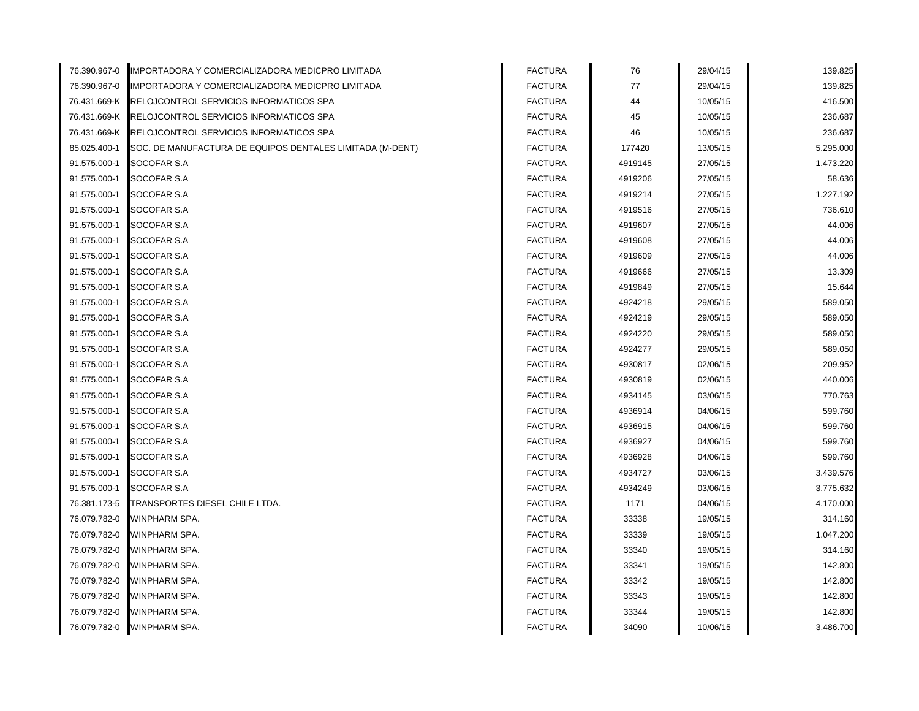| | | | | | |
|---|---|---|---|---|---|
| 76.390.967-0 | IMPORTADORA Y COMERCIALIZADORA MEDICPRO LIMITADA | FACTURA | 76 | 29/04/15 | 139.825 |
| 76.390.967-0 | IMPORTADORA Y COMERCIALIZADORA MEDICPRO LIMITADA | FACTURA | 77 | 29/04/15 | 139.825 |
| 76.431.669-K | RELOJCONTROL SERVICIOS INFORMATICOS SPA | FACTURA | 44 | 10/05/15 | 416.500 |
| 76.431.669-K | RELOJCONTROL SERVICIOS INFORMATICOS SPA | FACTURA | 45 | 10/05/15 | 236.687 |
| 76.431.669-K | RELOJCONTROL SERVICIOS INFORMATICOS SPA | FACTURA | 46 | 10/05/15 | 236.687 |
| 85.025.400-1 | SOC. DE MANUFACTURA DE EQUIPOS DENTALES LIMITADA (M-DENT) | FACTURA | 177420 | 13/05/15 | 5.295.000 |
| 91.575.000-1 | SOCOFAR S.A | FACTURA | 4919145 | 27/05/15 | 1.473.220 |
| 91.575.000-1 | SOCOFAR S.A | FACTURA | 4919206 | 27/05/15 | 58.636 |
| 91.575.000-1 | SOCOFAR S.A | FACTURA | 4919214 | 27/05/15 | 1.227.192 |
| 91.575.000-1 | SOCOFAR S.A | FACTURA | 4919516 | 27/05/15 | 736.610 |
| 91.575.000-1 | SOCOFAR S.A | FACTURA | 4919607 | 27/05/15 | 44.006 |
| 91.575.000-1 | SOCOFAR S.A | FACTURA | 4919608 | 27/05/15 | 44.006 |
| 91.575.000-1 | SOCOFAR S.A | FACTURA | 4919609 | 27/05/15 | 44.006 |
| 91.575.000-1 | SOCOFAR S.A | FACTURA | 4919666 | 27/05/15 | 13.309 |
| 91.575.000-1 | SOCOFAR S.A | FACTURA | 4919849 | 27/05/15 | 15.644 |
| 91.575.000-1 | SOCOFAR S.A | FACTURA | 4924218 | 29/05/15 | 589.050 |
| 91.575.000-1 | SOCOFAR S.A | FACTURA | 4924219 | 29/05/15 | 589.050 |
| 91.575.000-1 | SOCOFAR S.A | FACTURA | 4924220 | 29/05/15 | 589.050 |
| 91.575.000-1 | SOCOFAR S.A | FACTURA | 4924277 | 29/05/15 | 589.050 |
| 91.575.000-1 | SOCOFAR S.A | FACTURA | 4930817 | 02/06/15 | 209.952 |
| 91.575.000-1 | SOCOFAR S.A | FACTURA | 4930819 | 02/06/15 | 440.006 |
| 91.575.000-1 | SOCOFAR S.A | FACTURA | 4934145 | 03/06/15 | 770.763 |
| 91.575.000-1 | SOCOFAR S.A | FACTURA | 4936914 | 04/06/15 | 599.760 |
| 91.575.000-1 | SOCOFAR S.A | FACTURA | 4936915 | 04/06/15 | 599.760 |
| 91.575.000-1 | SOCOFAR S.A | FACTURA | 4936927 | 04/06/15 | 599.760 |
| 91.575.000-1 | SOCOFAR S.A | FACTURA | 4936928 | 04/06/15 | 599.760 |
| 91.575.000-1 | SOCOFAR S.A | FACTURA | 4934727 | 03/06/15 | 3.439.576 |
| 91.575.000-1 | SOCOFAR S.A | FACTURA | 4934249 | 03/06/15 | 3.775.632 |
| 76.381.173-5 | TRANSPORTES DIESEL CHILE LTDA. | FACTURA | 1171 | 04/06/15 | 4.170.000 |
| 76.079.782-0 | WINPHARM SPA. | FACTURA | 33338 | 19/05/15 | 314.160 |
| 76.079.782-0 | WINPHARM SPA. | FACTURA | 33339 | 19/05/15 | 1.047.200 |
| 76.079.782-0 | WINPHARM SPA. | FACTURA | 33340 | 19/05/15 | 314.160 |
| 76.079.782-0 | WINPHARM SPA. | FACTURA | 33341 | 19/05/15 | 142.800 |
| 76.079.782-0 | WINPHARM SPA. | FACTURA | 33342 | 19/05/15 | 142.800 |
| 76.079.782-0 | WINPHARM SPA. | FACTURA | 33343 | 19/05/15 | 142.800 |
| 76.079.782-0 | WINPHARM SPA. | FACTURA | 33344 | 19/05/15 | 142.800 |
| 76.079.782-0 | WINPHARM SPA. | FACTURA | 34090 | 10/06/15 | 3.486.700 |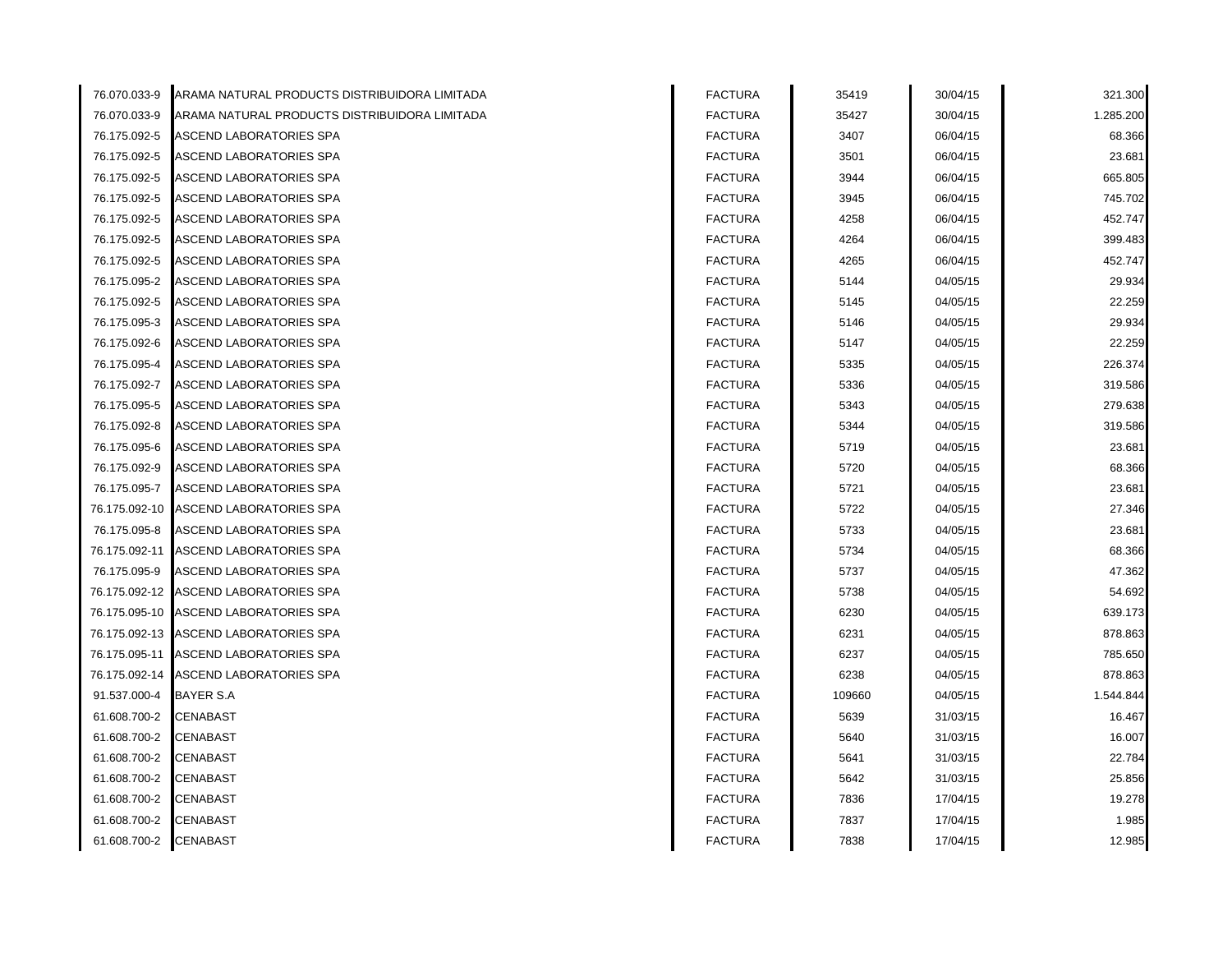| | | | | | |
|---|---|---|---|---|---|
| 76.070.033-9 | ARAMA NATURAL PRODUCTS DISTRIBUIDORA LIMITADA | FACTURA | 35419 | 30/04/15 | 321.300 |
| 76.070.033-9 | ARAMA NATURAL PRODUCTS DISTRIBUIDORA LIMITADA | FACTURA | 35427 | 30/04/15 | 1.285.200 |
| 76.175.092-5 | ASCEND LABORATORIES SPA | FACTURA | 3407 | 06/04/15 | 68.366 |
| 76.175.092-5 | ASCEND LABORATORIES SPA | FACTURA | 3501 | 06/04/15 | 23.681 |
| 76.175.092-5 | ASCEND LABORATORIES SPA | FACTURA | 3944 | 06/04/15 | 665.805 |
| 76.175.092-5 | ASCEND LABORATORIES SPA | FACTURA | 3945 | 06/04/15 | 745.702 |
| 76.175.092-5 | ASCEND LABORATORIES SPA | FACTURA | 4258 | 06/04/15 | 452.747 |
| 76.175.092-5 | ASCEND LABORATORIES SPA | FACTURA | 4264 | 06/04/15 | 399.483 |
| 76.175.092-5 | ASCEND LABORATORIES SPA | FACTURA | 4265 | 06/04/15 | 452.747 |
| 76.175.095-2 | ASCEND LABORATORIES SPA | FACTURA | 5144 | 04/05/15 | 29.934 |
| 76.175.092-5 | ASCEND LABORATORIES SPA | FACTURA | 5145 | 04/05/15 | 22.259 |
| 76.175.095-3 | ASCEND LABORATORIES SPA | FACTURA | 5146 | 04/05/15 | 29.934 |
| 76.175.092-6 | ASCEND LABORATORIES SPA | FACTURA | 5147 | 04/05/15 | 22.259 |
| 76.175.095-4 | ASCEND LABORATORIES SPA | FACTURA | 5335 | 04/05/15 | 226.374 |
| 76.175.092-7 | ASCEND LABORATORIES SPA | FACTURA | 5336 | 04/05/15 | 319.586 |
| 76.175.095-5 | ASCEND LABORATORIES SPA | FACTURA | 5343 | 04/05/15 | 279.638 |
| 76.175.092-8 | ASCEND LABORATORIES SPA | FACTURA | 5344 | 04/05/15 | 319.586 |
| 76.175.095-6 | ASCEND LABORATORIES SPA | FACTURA | 5719 | 04/05/15 | 23.681 |
| 76.175.092-9 | ASCEND LABORATORIES SPA | FACTURA | 5720 | 04/05/15 | 68.366 |
| 76.175.095-7 | ASCEND LABORATORIES SPA | FACTURA | 5721 | 04/05/15 | 23.681 |
| 76.175.092-10 | ASCEND LABORATORIES SPA | FACTURA | 5722 | 04/05/15 | 27.346 |
| 76.175.095-8 | ASCEND LABORATORIES SPA | FACTURA | 5733 | 04/05/15 | 23.681 |
| 76.175.092-11 | ASCEND LABORATORIES SPA | FACTURA | 5734 | 04/05/15 | 68.366 |
| 76.175.095-9 | ASCEND LABORATORIES SPA | FACTURA | 5737 | 04/05/15 | 47.362 |
| 76.175.092-12 | ASCEND LABORATORIES SPA | FACTURA | 5738 | 04/05/15 | 54.692 |
| 76.175.095-10 | ASCEND LABORATORIES SPA | FACTURA | 6230 | 04/05/15 | 639.173 |
| 76.175.092-13 | ASCEND LABORATORIES SPA | FACTURA | 6231 | 04/05/15 | 878.863 |
| 76.175.095-11 | ASCEND LABORATORIES SPA | FACTURA | 6237 | 04/05/15 | 785.650 |
| 76.175.092-14 | ASCEND LABORATORIES SPA | FACTURA | 6238 | 04/05/15 | 878.863 |
| 91.537.000-4 | BAYER S.A | FACTURA | 109660 | 04/05/15 | 1.544.844 |
| 61.608.700-2 | CENABAST | FACTURA | 5639 | 31/03/15 | 16.467 |
| 61.608.700-2 | CENABAST | FACTURA | 5640 | 31/03/15 | 16.007 |
| 61.608.700-2 | CENABAST | FACTURA | 5641 | 31/03/15 | 22.784 |
| 61.608.700-2 | CENABAST | FACTURA | 5642 | 31/03/15 | 25.856 |
| 61.608.700-2 | CENABAST | FACTURA | 7836 | 17/04/15 | 19.278 |
| 61.608.700-2 | CENABAST | FACTURA | 7837 | 17/04/15 | 1.985 |
| 61.608.700-2 | CENABAST | FACTURA | 7838 | 17/04/15 | 12.985 |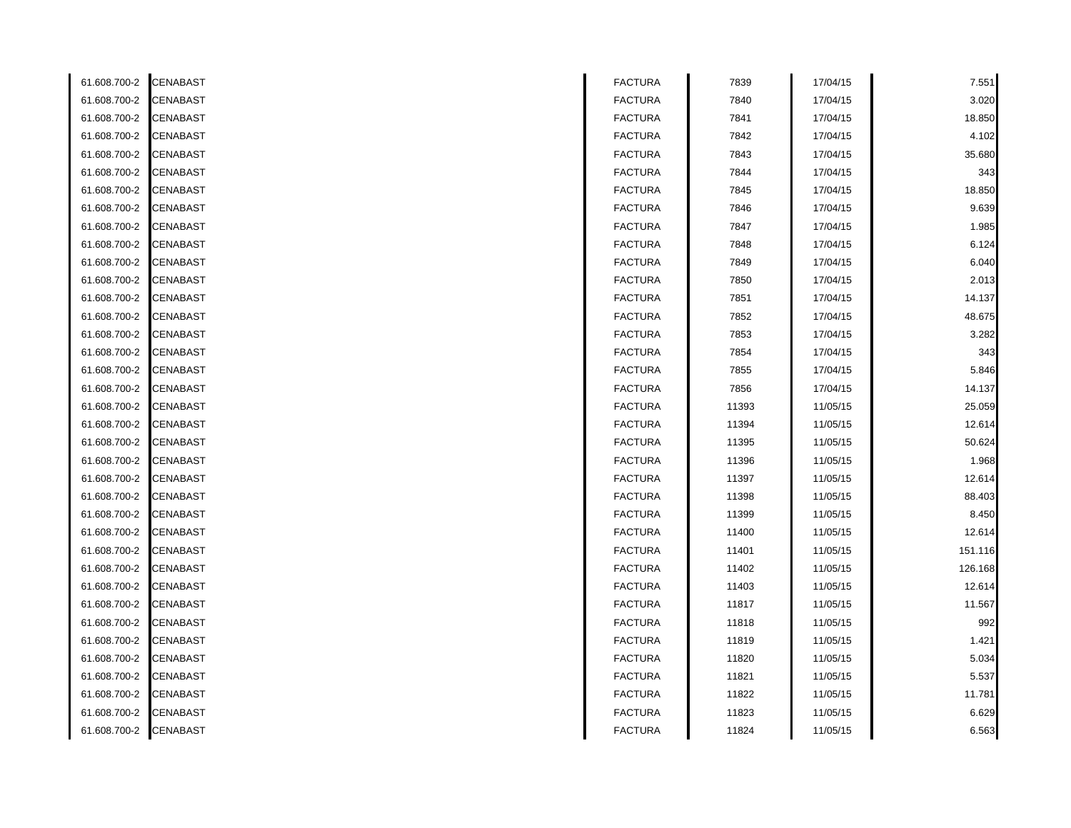| | | | | | |
|---|---|---|---|---|---|
| 61.608.700-2 | CENABAST | FACTURA | 7839 | 17/04/15 | 7.551 |
| 61.608.700-2 | CENABAST | FACTURA | 7840 | 17/04/15 | 3.020 |
| 61.608.700-2 | CENABAST | FACTURA | 7841 | 17/04/15 | 18.850 |
| 61.608.700-2 | CENABAST | FACTURA | 7842 | 17/04/15 | 4.102 |
| 61.608.700-2 | CENABAST | FACTURA | 7843 | 17/04/15 | 35.680 |
| 61.608.700-2 | CENABAST | FACTURA | 7844 | 17/04/15 | 343 |
| 61.608.700-2 | CENABAST | FACTURA | 7845 | 17/04/15 | 18.850 |
| 61.608.700-2 | CENABAST | FACTURA | 7846 | 17/04/15 | 9.639 |
| 61.608.700-2 | CENABAST | FACTURA | 7847 | 17/04/15 | 1.985 |
| 61.608.700-2 | CENABAST | FACTURA | 7848 | 17/04/15 | 6.124 |
| 61.608.700-2 | CENABAST | FACTURA | 7849 | 17/04/15 | 6.040 |
| 61.608.700-2 | CENABAST | FACTURA | 7850 | 17/04/15 | 2.013 |
| 61.608.700-2 | CENABAST | FACTURA | 7851 | 17/04/15 | 14.137 |
| 61.608.700-2 | CENABAST | FACTURA | 7852 | 17/04/15 | 48.675 |
| 61.608.700-2 | CENABAST | FACTURA | 7853 | 17/04/15 | 3.282 |
| 61.608.700-2 | CENABAST | FACTURA | 7854 | 17/04/15 | 343 |
| 61.608.700-2 | CENABAST | FACTURA | 7855 | 17/04/15 | 5.846 |
| 61.608.700-2 | CENABAST | FACTURA | 7856 | 17/04/15 | 14.137 |
| 61.608.700-2 | CENABAST | FACTURA | 11393 | 11/05/15 | 25.059 |
| 61.608.700-2 | CENABAST | FACTURA | 11394 | 11/05/15 | 12.614 |
| 61.608.700-2 | CENABAST | FACTURA | 11395 | 11/05/15 | 50.624 |
| 61.608.700-2 | CENABAST | FACTURA | 11396 | 11/05/15 | 1.968 |
| 61.608.700-2 | CENABAST | FACTURA | 11397 | 11/05/15 | 12.614 |
| 61.608.700-2 | CENABAST | FACTURA | 11398 | 11/05/15 | 88.403 |
| 61.608.700-2 | CENABAST | FACTURA | 11399 | 11/05/15 | 8.450 |
| 61.608.700-2 | CENABAST | FACTURA | 11400 | 11/05/15 | 12.614 |
| 61.608.700-2 | CENABAST | FACTURA | 11401 | 11/05/15 | 151.116 |
| 61.608.700-2 | CENABAST | FACTURA | 11402 | 11/05/15 | 126.168 |
| 61.608.700-2 | CENABAST | FACTURA | 11403 | 11/05/15 | 12.614 |
| 61.608.700-2 | CENABAST | FACTURA | 11817 | 11/05/15 | 11.567 |
| 61.608.700-2 | CENABAST | FACTURA | 11818 | 11/05/15 | 992 |
| 61.608.700-2 | CENABAST | FACTURA | 11819 | 11/05/15 | 1.421 |
| 61.608.700-2 | CENABAST | FACTURA | 11820 | 11/05/15 | 5.034 |
| 61.608.700-2 | CENABAST | FACTURA | 11821 | 11/05/15 | 5.537 |
| 61.608.700-2 | CENABAST | FACTURA | 11822 | 11/05/15 | 11.781 |
| 61.608.700-2 | CENABAST | FACTURA | 11823 | 11/05/15 | 6.629 |
| 61.608.700-2 | CENABAST | FACTURA | 11824 | 11/05/15 | 6.563 |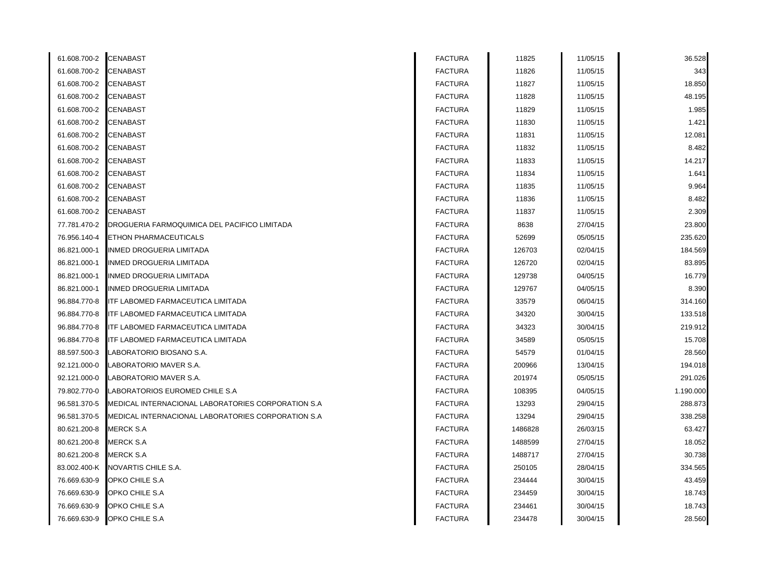| | | | | | |
|---|---|---|---|---|---|
| 61.608.700-2 | CENABAST | FACTURA | 11825 | 11/05/15 | 36.528 |
| 61.608.700-2 | CENABAST | FACTURA | 11826 | 11/05/15 | 343 |
| 61.608.700-2 | CENABAST | FACTURA | 11827 | 11/05/15 | 18.850 |
| 61.608.700-2 | CENABAST | FACTURA | 11828 | 11/05/15 | 48.195 |
| 61.608.700-2 | CENABAST | FACTURA | 11829 | 11/05/15 | 1.985 |
| 61.608.700-2 | CENABAST | FACTURA | 11830 | 11/05/15 | 1.421 |
| 61.608.700-2 | CENABAST | FACTURA | 11831 | 11/05/15 | 12.081 |
| 61.608.700-2 | CENABAST | FACTURA | 11832 | 11/05/15 | 8.482 |
| 61.608.700-2 | CENABAST | FACTURA | 11833 | 11/05/15 | 14.217 |
| 61.608.700-2 | CENABAST | FACTURA | 11834 | 11/05/15 | 1.641 |
| 61.608.700-2 | CENABAST | FACTURA | 11835 | 11/05/15 | 9.964 |
| 61.608.700-2 | CENABAST | FACTURA | 11836 | 11/05/15 | 8.482 |
| 61.608.700-2 | CENABAST | FACTURA | 11837 | 11/05/15 | 2.309 |
| 77.781.470-2 | DROGUERIA FARMOQUIMICA DEL PACIFICO LIMITADA | FACTURA | 8638 | 27/04/15 | 23.800 |
| 76.956.140-4 | ETHON PHARMACEUTICALS | FACTURA | 52699 | 05/05/15 | 235.620 |
| 86.821.000-1 | INMED DROGUERIA LIMITADA | FACTURA | 126703 | 02/04/15 | 184.569 |
| 86.821.000-1 | INMED DROGUERIA LIMITADA | FACTURA | 126720 | 02/04/15 | 83.895 |
| 86.821.000-1 | INMED DROGUERIA LIMITADA | FACTURA | 129738 | 04/05/15 | 16.779 |
| 86.821.000-1 | INMED DROGUERIA LIMITADA | FACTURA | 129767 | 04/05/15 | 8.390 |
| 96.884.770-8 | ITF LABOMED FARMACEUTICA LIMITADA | FACTURA | 33579 | 06/04/15 | 314.160 |
| 96.884.770-8 | ITF LABOMED FARMACEUTICA LIMITADA | FACTURA | 34320 | 30/04/15 | 133.518 |
| 96.884.770-8 | ITF LABOMED FARMACEUTICA LIMITADA | FACTURA | 34323 | 30/04/15 | 219.912 |
| 96.884.770-8 | ITF LABOMED FARMACEUTICA LIMITADA | FACTURA | 34589 | 05/05/15 | 15.708 |
| 88.597.500-3 | LABORATORIO BIOSANO S.A. | FACTURA | 54579 | 01/04/15 | 28.560 |
| 92.121.000-0 | LABORATORIO MAVER S.A. | FACTURA | 200966 | 13/04/15 | 194.018 |
| 92.121.000-0 | LABORATORIO MAVER S.A. | FACTURA | 201974 | 05/05/15 | 291.026 |
| 79.802.770-0 | LABORATORIOS EUROMED CHILE S.A | FACTURA | 108395 | 04/05/15 | 1.190.000 |
| 96.581.370-5 | MEDICAL INTERNACIONAL LABORATORIES CORPORATION S.A | FACTURA | 13293 | 29/04/15 | 288.873 |
| 96.581.370-5 | MEDICAL INTERNACIONAL LABORATORIES CORPORATION S.A | FACTURA | 13294 | 29/04/15 | 338.258 |
| 80.621.200-8 | MERCK S.A | FACTURA | 1486828 | 26/03/15 | 63.427 |
| 80.621.200-8 | MERCK S.A | FACTURA | 1488599 | 27/04/15 | 18.052 |
| 80.621.200-8 | MERCK S.A | FACTURA | 1488717 | 27/04/15 | 30.738 |
| 83.002.400-K | NOVARTIS CHILE S.A. | FACTURA | 250105 | 28/04/15 | 334.565 |
| 76.669.630-9 | OPKO CHILE S.A | FACTURA | 234444 | 30/04/15 | 43.459 |
| 76.669.630-9 | OPKO CHILE S.A | FACTURA | 234459 | 30/04/15 | 18.743 |
| 76.669.630-9 | OPKO CHILE S.A | FACTURA | 234461 | 30/04/15 | 18.743 |
| 76.669.630-9 | OPKO CHILE S.A | FACTURA | 234478 | 30/04/15 | 28.560 |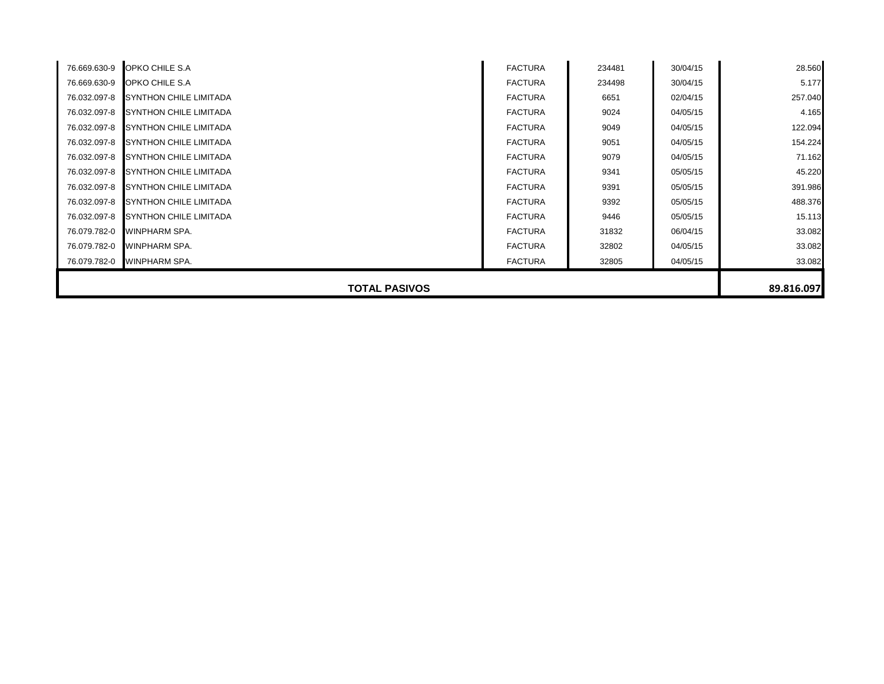| | | | | | |
|---|---|---|---|---|---|
| 76.669.630-9 | OPKO CHILE S.A | FACTURA | 234481 | 30/04/15 | 28.560 |
| 76.669.630-9 | OPKO CHILE S.A | FACTURA | 234498 | 30/04/15 | 5.177 |
| 76.032.097-8 | SYNTHON CHILE LIMITADA | FACTURA | 6651 | 02/04/15 | 257.040 |
| 76.032.097-8 | SYNTHON CHILE LIMITADA | FACTURA | 9024 | 04/05/15 | 4.165 |
| 76.032.097-8 | SYNTHON CHILE LIMITADA | FACTURA | 9049 | 04/05/15 | 122.094 |
| 76.032.097-8 | SYNTHON CHILE LIMITADA | FACTURA | 9051 | 04/05/15 | 154.224 |
| 76.032.097-8 | SYNTHON CHILE LIMITADA | FACTURA | 9079 | 04/05/15 | 71.162 |
| 76.032.097-8 | SYNTHON CHILE LIMITADA | FACTURA | 9341 | 05/05/15 | 45.220 |
| 76.032.097-8 | SYNTHON CHILE LIMITADA | FACTURA | 9391 | 05/05/15 | 391.986 |
| 76.032.097-8 | SYNTHON CHILE LIMITADA | FACTURA | 9392 | 05/05/15 | 488.376 |
| 76.032.097-8 | SYNTHON CHILE LIMITADA | FACTURA | 9446 | 05/05/15 | 15.113 |
| 76.079.782-0 | WINPHARM SPA. | FACTURA | 31832 | 06/04/15 | 33.082 |
| 76.079.782-0 | WINPHARM SPA. | FACTURA | 32802 | 04/05/15 | 33.082 |
| 76.079.782-0 | WINPHARM SPA. | FACTURA | 32805 | 04/05/15 | 33.082 |
| | **TOTAL PASIVOS** | | | | **89.816.097** |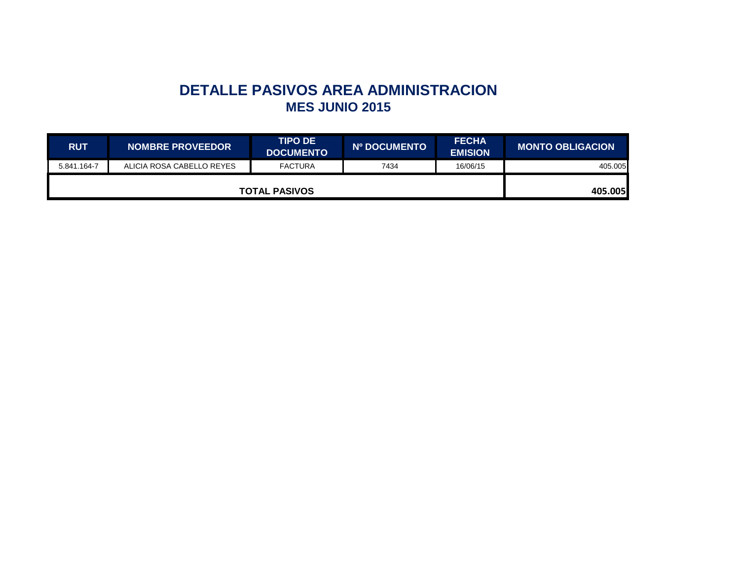# DETALLE PASIVOS AREA ADMINISTRACION

## MES JUNIO 2015

| RUT | NOMBRE PROVEEDOR | TIPO DE DOCUMENTO | Nº DOCUMENTO | FECHA EMISION | MONTO OBLIGACION |
|---|---|---|---|---|---|
| 5.841.164-7 | ALICIA ROSA CABELLO REYES | FACTURA | 7434 | 16/06/15 | 405.005 |
| **TOTAL PASIVOS** | | | | | **405.005** |